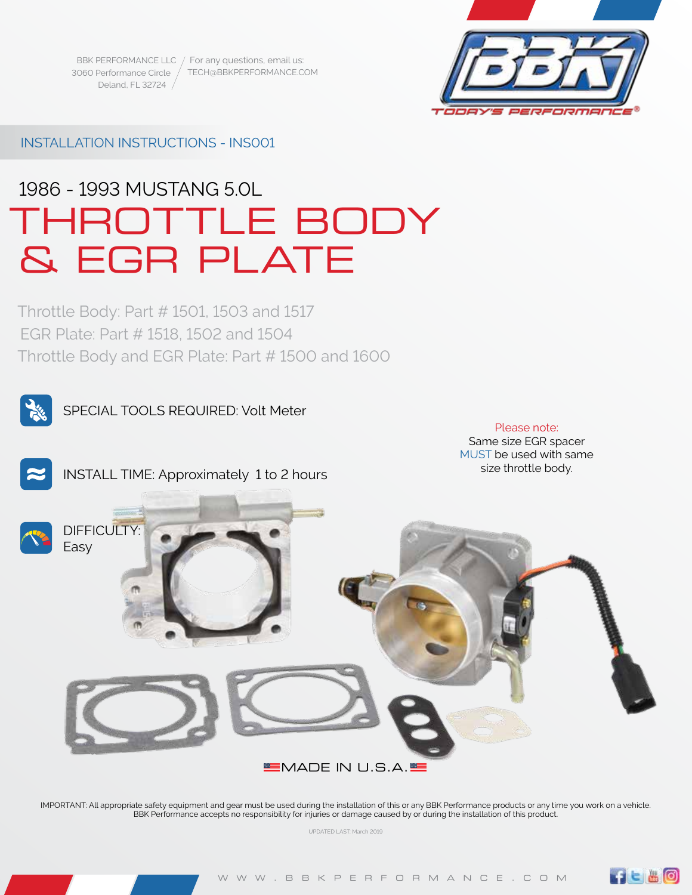BBK PERFORMANCE LLC
3060 Performance Circle
Deland, FL 32724

For any questions, email us:
TECH@BBKPERFORMANCE.COM

INSTALLATION INSTRUCTIONS - INS001

# 1986 - 1993 MUSTANG 5.0L

# THROTTLE BODY & EGR PLATE

Throttle Body: Part # 1501, 1503 and 1517
EGR Plate: Part # 1518, 1502 and 1504
Throttle Body and EGR Plate: Part # 1500 and 1600

SPECIAL TOOLS REQUIRED: Volt Meter

INSTALL TIME: Approximately 1 to 2 hours

DIFFICULTY: Easy

Please note:
Same size EGR spacer MUST be used with same size throttle body.

MADE IN U.S.A.

IMPORTANT: All appropriate safety equipment and gear must be used during the installation of this or any BBK Performance products or any time you work on a vehicle. BBK Performance accepts no responsibility for injuries or damage caused by or during the installation of this product.

UPDATED LAST: March 2019

WWW.BBKPERFORMANCE.COM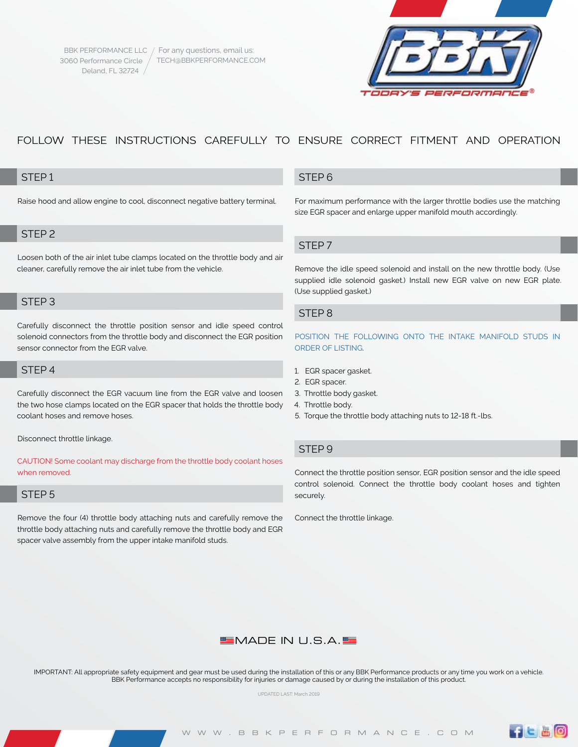BBK PERFORMANCE LLC
3060 Performance Circle
Deland, FL 32724

For any questions, email us:
TECH@BBKPERFORMANCE.COM

FOLLOW THESE INSTRUCTIONS CAREFULLY TO ENSURE CORRECT FITMENT AND OPERATION

## STEP 1

Raise hood and allow engine to cool, disconnect negative battery terminal.

## STEP 2

Loosen both of the air inlet tube clamps located on the throttle body and air cleaner, carefully remove the air inlet tube from the vehicle.

## STEP 3

Carefully disconnect the throttle position sensor and idle speed control solenoid connectors from the throttle body and disconnect the EGR position sensor connector from the EGR valve.

## STEP 4

Carefully disconnect the EGR vacuum line from the EGR valve and loosen the two hose clamps located on the EGR spacer that holds the throttle body coolant hoses and remove hoses.

Disconnect throttle linkage.

CAUTION! Some coolant may discharge from the throttle body coolant hoses when removed.

## STEP 5

Remove the four (4) throttle body attaching nuts and carefully remove the throttle body attaching nuts and carefully remove the throttle body and EGR spacer valve assembly from the upper intake manifold studs.

## STEP 6

For maximum performance with the larger throttle bodies use the matching size EGR spacer and enlarge upper manifold mouth accordingly.

## STEP 7

Remove the idle speed solenoid and install on the new throttle body. (Use supplied idle solenoid gasket.) Install new EGR valve on new EGR plate. (Use supplied gasket.)

## STEP 8

POSITION THE FOLLOWING ONTO THE INTAKE MANIFOLD STUDS IN ORDER OF LISTING.

1. EGR spacer gasket.
2. EGR spacer.
3. Throttle body gasket.
4. Throttle body.
5. Torque the throttle body attaching nuts to 12-18 ft.-lbs.

## STEP 9

Connect the throttle position sensor, EGR position sensor and the idle speed control solenoid. Connect the throttle body coolant hoses and tighten securely.

Connect the throttle linkage.

MADE IN U.S.A.

IMPORTANT: All appropriate safety equipment and gear must be used during the installation of this or any BBK Performance products or any time you work on a vehicle. BBK Performance accepts no responsibility for injuries or damage caused by or during the installation of this product.

UPDATED LAST: March 2019

WWW.BBKPERFORMANCE.COM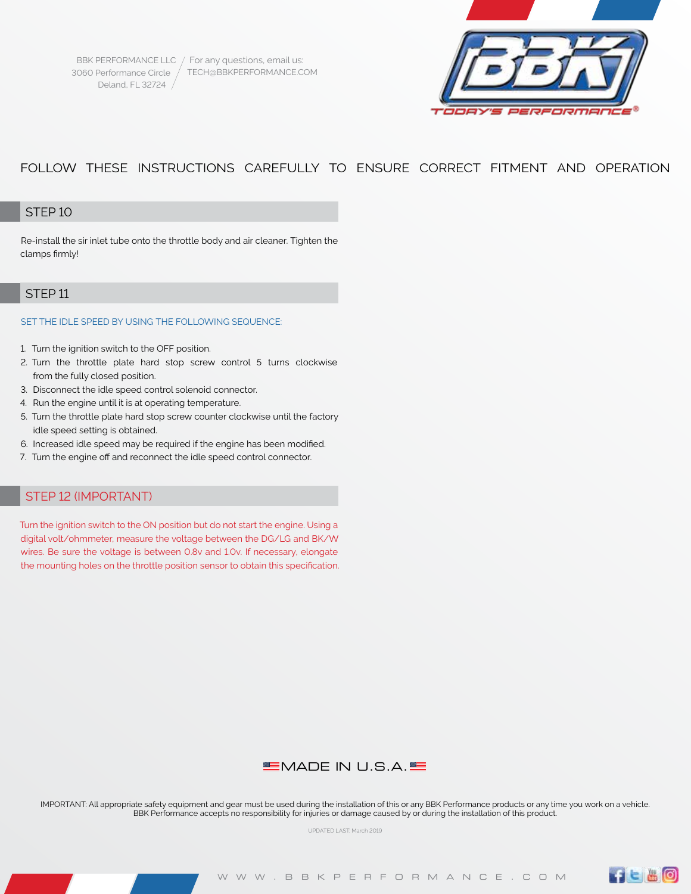BBK PERFORMANCE LLC
3060 Performance Circle
Deland, FL 32724

For any questions, email us:
TECH@BBKPERFORMANCE.COM

FOLLOW THESE INSTRUCTIONS CAREFULLY TO ENSURE CORRECT FITMENT AND OPERATION

## STEP 10

Re-install the sir inlet tube onto the throttle body and air cleaner. Tighten the clamps firmly!

## STEP 11

SET THE IDLE SPEED BY USING THE FOLLOWING SEQUENCE:

1. Turn the ignition switch to the OFF position.
2. Turn the throttle plate hard stop screw control 5 turns clockwise from the fully closed position.
3. Disconnect the idle speed control solenoid connector.
4. Run the engine until it is at operating temperature.
5. Turn the throttle plate hard stop screw counter clockwise until the factory idle speed setting is obtained.
6. Increased idle speed may be required if the engine has been modified.
7. Turn the engine off and reconnect the idle speed control connector.

## STEP 12 (IMPORTANT)

Turn the ignition switch to the ON position but do not start the engine. Using a digital volt/ohmmeter, measure the voltage between the DG/LG and BK/W wires. Be sure the voltage is between 0.8v and 1.0v. If necessary, elongate the mounting holes on the throttle position sensor to obtain this specification.

MADE IN U.S.A.

IMPORTANT: All appropriate safety equipment and gear must be used during the installation of this or any BBK Performance products or any time you work on a vehicle. BBK Performance accepts no responsibility for injuries or damage caused by or during the installation of this product.

UPDATED LAST: March 2019